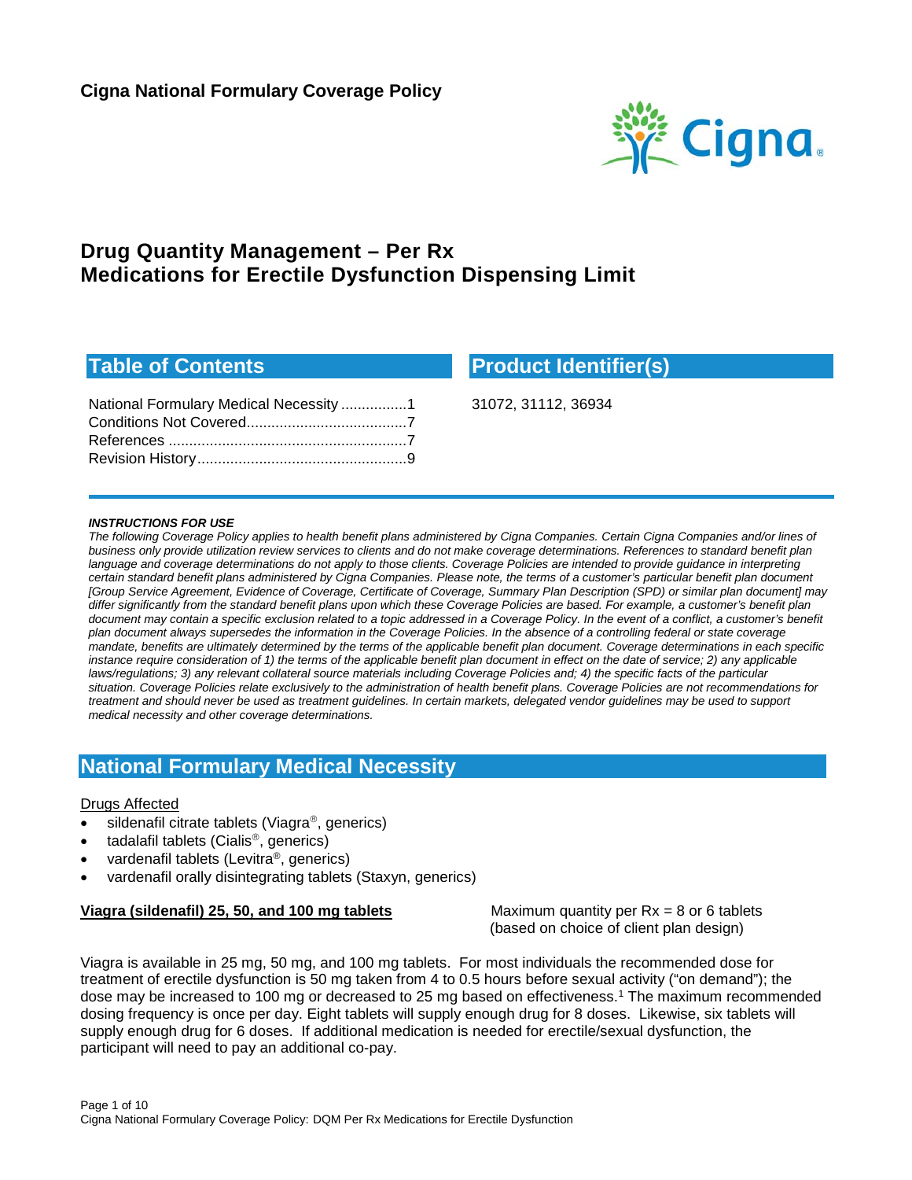**Cigna National Formulary Coverage Policy**

# Drug Quantity Management – Per Rx
# Medications for Erectile Dysfunction Dispensing Limit

## Table of Contents

National Formulary Medical Necessity ................1
Conditions Not Covered.......................................7
References ..........................................................7
Revision History...................................................9

## Product Identifier(s)

31072, 31112, 36934

***INSTRUCTIONS FOR USE***

*The following Coverage Policy applies to health benefit plans administered by Cigna Companies. Certain Cigna Companies and/or lines of business only provide utilization review services to clients and do not make coverage determinations. References to standard benefit plan language and coverage determinations do not apply to those clients. Coverage Policies are intended to provide guidance in interpreting certain standard benefit plans administered by Cigna Companies. Please note, the terms of a customer's particular benefit plan document [Group Service Agreement, Evidence of Coverage, Certificate of Coverage, Summary Plan Description (SPD) or similar plan document] may differ significantly from the standard benefit plans upon which these Coverage Policies are based. For example, a customer's benefit plan document may contain a specific exclusion related to a topic addressed in a Coverage Policy. In the event of a conflict, a customer's benefit plan document always supersedes the information in the Coverage Policies. In the absence of a controlling federal or state coverage mandate, benefits are ultimately determined by the terms of the applicable benefit plan document. Coverage determinations in each specific instance require consideration of 1) the terms of the applicable benefit plan document in effect on the date of service; 2) any applicable laws/regulations; 3) any relevant collateral source materials including Coverage Policies and; 4) the specific facts of the particular situation. Coverage Policies relate exclusively to the administration of health benefit plans. Coverage Policies are not recommendations for treatment and should never be used as treatment guidelines. In certain markets, delegated vendor guidelines may be used to support medical necessity and other coverage determinations.*

## National Formulary Medical Necessity

Drugs Affected

- sildenafil citrate tablets (Viagra®, generics)
- tadalafil tablets (Cialis®, generics)
- vardenafil tablets (Levitra®, generics)
- vardenafil orally disintegrating tablets (Staxyn, generics)

**Viagra (sildenafil) 25, 50, and 100 mg tablets** — Maximum quantity per Rx = 8 or 6 tablets (based on choice of client plan design)

Viagra is available in 25 mg, 50 mg, and 100 mg tablets. For most individuals the recommended dose for treatment of erectile dysfunction is 50 mg taken from 4 to 0.5 hours before sexual activity ("on demand"); the dose may be increased to 100 mg or decreased to 25 mg based on effectiveness.[1] The maximum recommended dosing frequency is once per day. Eight tablets will supply enough drug for 8 doses. Likewise, six tablets will supply enough drug for 6 doses. If additional medication is needed for erectile/sexual dysfunction, the participant will need to pay an additional co-pay.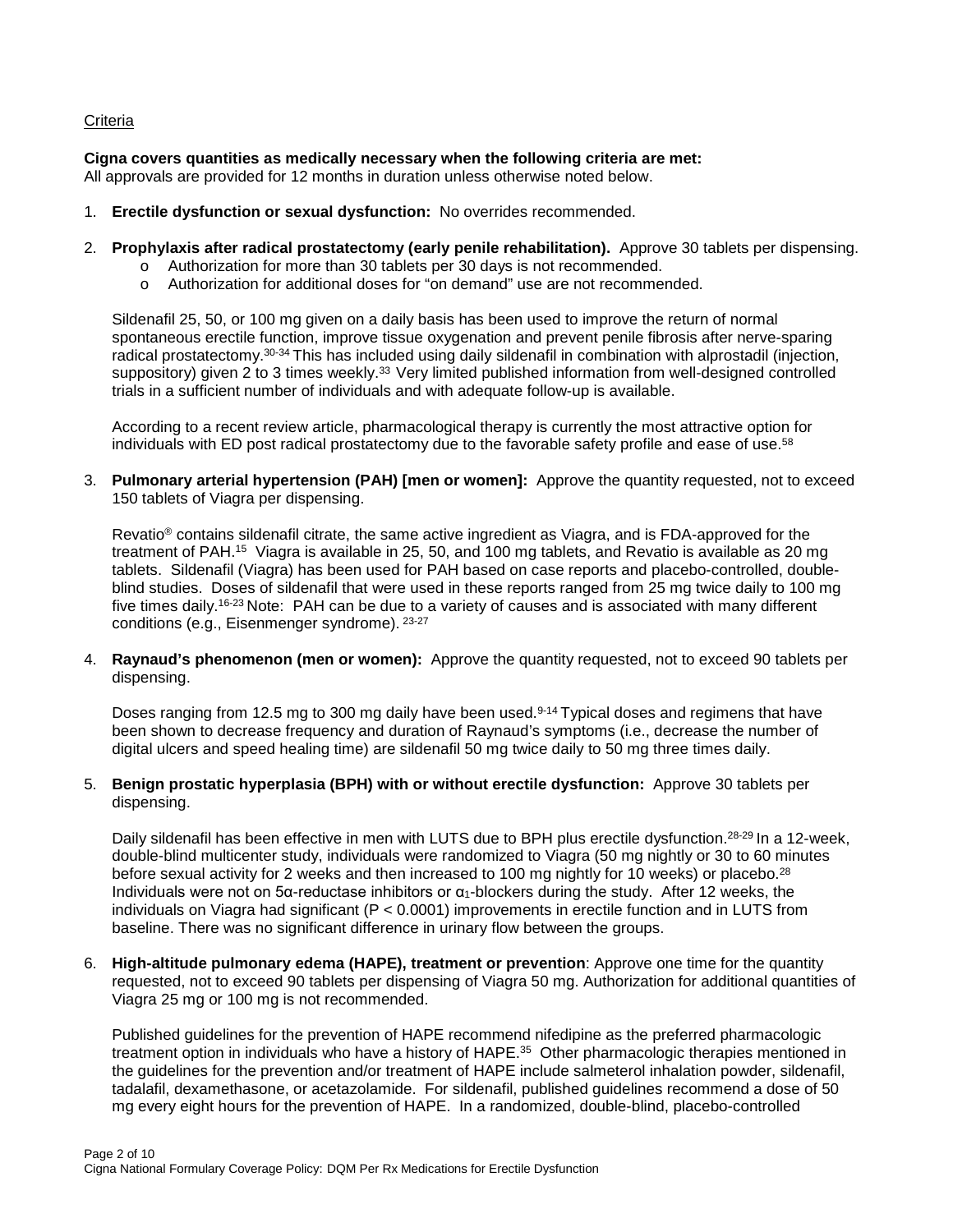Criteria

**Cigna covers quantities as medically necessary when the following criteria are met:**
All approvals are provided for 12 months in duration unless otherwise noted below.

1. **Erectile dysfunction or sexual dysfunction:** No overrides recommended.

2. **Prophylaxis after radical prostatectomy (early penile rehabilitation).** Approve 30 tablets per dispensing.
   - Authorization for more than 30 tablets per 30 days is not recommended.
   - Authorization for additional doses for "on demand" use are not recommended.

   Sildenafil 25, 50, or 100 mg given on a daily basis has been used to improve the return of normal spontaneous erectile function, improve tissue oxygenation and prevent penile fibrosis after nerve-sparing radical prostatectomy.[30-34] This has included using daily sildenafil in combination with alprostadil (injection, suppository) given 2 to 3 times weekly.[33] Very limited published information from well-designed controlled trials in a sufficient number of individuals and with adequate follow-up is available.

   According to a recent review article, pharmacological therapy is currently the most attractive option for individuals with ED post radical prostatectomy due to the favorable safety profile and ease of use.[58]

3. **Pulmonary arterial hypertension (PAH) [men or women]:** Approve the quantity requested, not to exceed 150 tablets of Viagra per dispensing.

   Revatio® contains sildenafil citrate, the same active ingredient as Viagra, and is FDA-approved for the treatment of PAH.[15] Viagra is available in 25, 50, and 100 mg tablets, and Revatio is available as 20 mg tablets. Sildenafil (Viagra) has been used for PAH based on case reports and placebo-controlled, double-blind studies. Doses of sildenafil that were used in these reports ranged from 25 mg twice daily to 100 mg five times daily.[16-23] Note: PAH can be due to a variety of causes and is associated with many different conditions (e.g., Eisenmenger syndrome).[23-27]

4. **Raynaud's phenomenon (men or women):** Approve the quantity requested, not to exceed 90 tablets per dispensing.

   Doses ranging from 12.5 mg to 300 mg daily have been used.[9-14] Typical doses and regimens that have been shown to decrease frequency and duration of Raynaud's symptoms (i.e., decrease the number of digital ulcers and speed healing time) are sildenafil 50 mg twice daily to 50 mg three times daily.

5. **Benign prostatic hyperplasia (BPH) with or without erectile dysfunction:** Approve 30 tablets per dispensing.

   Daily sildenafil has been effective in men with LUTS due to BPH plus erectile dysfunction.[28-29] In a 12-week, double-blind multicenter study, individuals were randomized to Viagra (50 mg nightly or 30 to 60 minutes before sexual activity for 2 weeks and then increased to 100 mg nightly for 10 weeks) or placebo.[28] Individuals were not on 5α-reductase inhibitors or $\alpha_1$-blockers during the study. After 12 weeks, the individuals on Viagra had significant ($P < 0.0001$) improvements in erectile function and in LUTS from baseline. There was no significant difference in urinary flow between the groups.

6. **High-altitude pulmonary edema (HAPE), treatment or prevention**: Approve one time for the quantity requested, not to exceed 90 tablets per dispensing of Viagra 50 mg. Authorization for additional quantities of Viagra 25 mg or 100 mg is not recommended.

   Published guidelines for the prevention of HAPE recommend nifedipine as the preferred pharmacologic treatment option in individuals who have a history of HAPE.[35] Other pharmacologic therapies mentioned in the guidelines for the prevention and/or treatment of HAPE include salmeterol inhalation powder, sildenafil, tadalafil, dexamethasone, or acetazolamide. For sildenafil, published guidelines recommend a dose of 50 mg every eight hours for the prevention of HAPE. In a randomized, double-blind, placebo-controlled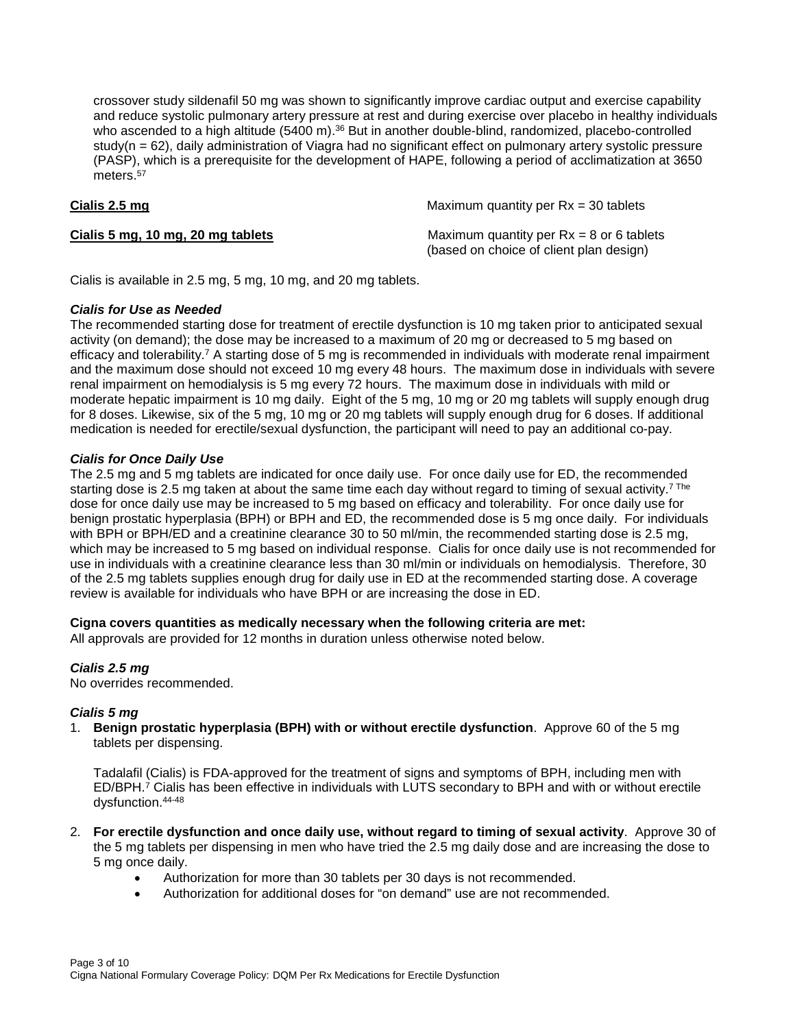crossover study sildenafil 50 mg was shown to significantly improve cardiac output and exercise capability and reduce systolic pulmonary artery pressure at rest and during exercise over placebo in healthy individuals who ascended to a high altitude (5400 m).[36] But in another double-blind, randomized, placebo-controlled study(n = 62), daily administration of Viagra had no significant effect on pulmonary artery systolic pressure (PASP), which is a prerequisite for the development of HAPE, following a period of acclimatization at 3650 meters.[57]

| | |
|---|---|
| **Cialis 2.5 mg** | Maximum quantity per Rx = 30 tablets |
| **Cialis 5 mg, 10 mg, 20 mg tablets** | Maximum quantity per Rx = 8 or 6 tablets (based on choice of client plan design) |

Cialis is available in 2.5 mg, 5 mg, 10 mg, and 20 mg tablets.

***Cialis for Use as Needed***

The recommended starting dose for treatment of erectile dysfunction is 10 mg taken prior to anticipated sexual activity (on demand); the dose may be increased to a maximum of 20 mg or decreased to 5 mg based on efficacy and tolerability.[7] A starting dose of 5 mg is recommended in individuals with moderate renal impairment and the maximum dose should not exceed 10 mg every 48 hours. The maximum dose in individuals with severe renal impairment on hemodialysis is 5 mg every 72 hours. The maximum dose in individuals with mild or moderate hepatic impairment is 10 mg daily. Eight of the 5 mg, 10 mg or 20 mg tablets will supply enough drug for 8 doses. Likewise, six of the 5 mg, 10 mg or 20 mg tablets will supply enough drug for 6 doses. If additional medication is needed for erectile/sexual dysfunction, the participant will need to pay an additional co-pay.

***Cialis for Once Daily Use***

The 2.5 mg and 5 mg tablets are indicated for once daily use. For once daily use for ED, the recommended starting dose is 2.5 mg taken at about the same time each day without regard to timing of sexual activity.[7] The dose for once daily use may be increased to 5 mg based on efficacy and tolerability. For once daily use for benign prostatic hyperplasia (BPH) or BPH and ED, the recommended dose is 5 mg once daily. For individuals with BPH or BPH/ED and a creatinine clearance 30 to 50 ml/min, the recommended starting dose is 2.5 mg, which may be increased to 5 mg based on individual response. Cialis for once daily use is not recommended for use in individuals with a creatinine clearance less than 30 ml/min or individuals on hemodialysis. Therefore, 30 of the 2.5 mg tablets supplies enough drug for daily use in ED at the recommended starting dose. A coverage review is available for individuals who have BPH or are increasing the dose in ED.

**Cigna covers quantities as medically necessary when the following criteria are met:**

All approvals are provided for 12 months in duration unless otherwise noted below.

***Cialis 2.5 mg***

No overrides recommended.

***Cialis 5 mg***

1. **Benign prostatic hyperplasia (BPH) with or without erectile dysfunction**. Approve 60 of the 5 mg tablets per dispensing.

   Tadalafil (Cialis) is FDA-approved for the treatment of signs and symptoms of BPH, including men with ED/BPH.[7] Cialis has been effective in individuals with LUTS secondary to BPH and with or without erectile dysfunction.[44-48]

2. **For erectile dysfunction and once daily use, without regard to timing of sexual activity**. Approve 30 of the 5 mg tablets per dispensing in men who have tried the 2.5 mg daily dose and are increasing the dose to 5 mg once daily.
   - Authorization for more than 30 tablets per 30 days is not recommended.
   - Authorization for additional doses for "on demand" use are not recommended.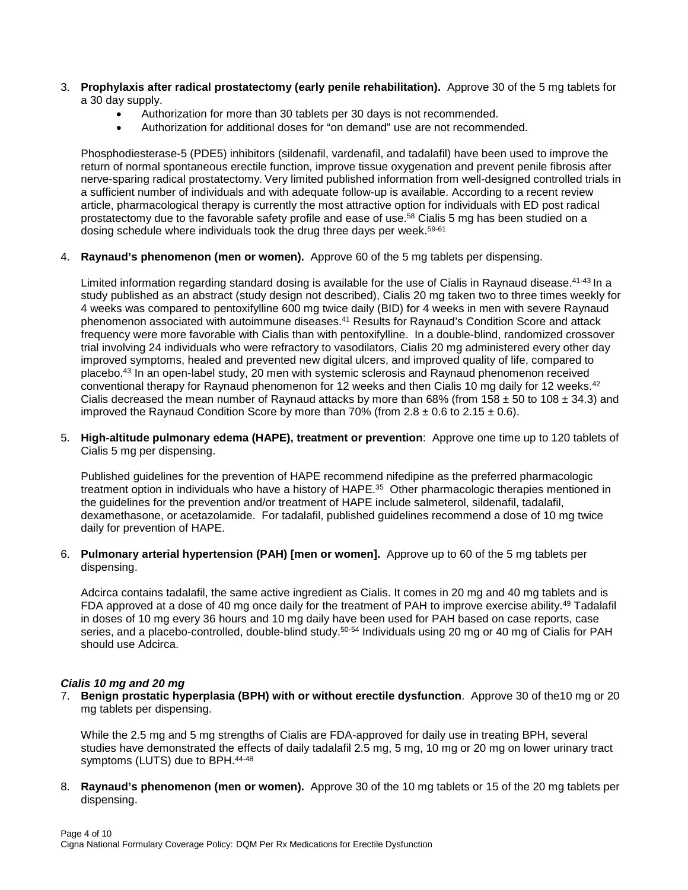3. **Prophylaxis after radical prostatectomy (early penile rehabilitation).** Approve 30 of the 5 mg tablets for a 30 day supply.
    - Authorization for more than 30 tablets per 30 days is not recommended.
    - Authorization for additional doses for "on demand" use are not recommended.

   Phosphodiesterase-5 (PDE5) inhibitors (sildenafil, vardenafil, and tadalafil) have been used to improve the return of normal spontaneous erectile function, improve tissue oxygenation and prevent penile fibrosis after nerve-sparing radical prostatectomy. Very limited published information from well-designed controlled trials in a sufficient number of individuals and with adequate follow-up is available. According to a recent review article, pharmacological therapy is currently the most attractive option for individuals with ED post radical prostatectomy due to the favorable safety profile and ease of use.[58] Cialis 5 mg has been studied on a dosing schedule where individuals took the drug three days per week.[59-61]

4. **Raynaud's phenomenon (men or women).** Approve 60 of the 5 mg tablets per dispensing.

   Limited information regarding standard dosing is available for the use of Cialis in Raynaud disease.[41-43] In a study published as an abstract (study design not described), Cialis 20 mg taken two to three times weekly for 4 weeks was compared to pentoxifylline 600 mg twice daily (BID) for 4 weeks in men with severe Raynaud phenomenon associated with autoimmune diseases.[41] Results for Raynaud's Condition Score and attack frequency were more favorable with Cialis than with pentoxifylline. In a double-blind, randomized crossover trial involving 24 individuals who were refractory to vasodilators, Cialis 20 mg administered every other day improved symptoms, healed and prevented new digital ulcers, and improved quality of life, compared to placebo.[43] In an open-label study, 20 men with systemic sclerosis and Raynaud phenomenon received conventional therapy for Raynaud phenomenon for 12 weeks and then Cialis 10 mg daily for 12 weeks.[42] Cialis decreased the mean number of Raynaud attacks by more than 68% (from $158 \pm 50$ to $108 \pm 34.3$) and improved the Raynaud Condition Score by more than 70% (from $2.8 \pm 0.6$ to $2.15 \pm 0.6$).

5. **High-altitude pulmonary edema (HAPE), treatment or prevention**: Approve one time up to 120 tablets of Cialis 5 mg per dispensing.

   Published guidelines for the prevention of HAPE recommend nifedipine as the preferred pharmacologic treatment option in individuals who have a history of HAPE.[35] Other pharmacologic therapies mentioned in the guidelines for the prevention and/or treatment of HAPE include salmeterol, sildenafil, tadalafil, dexamethasone, or acetazolamide. For tadalafil, published guidelines recommend a dose of 10 mg twice daily for prevention of HAPE.

6. **Pulmonary arterial hypertension (PAH) [men or women].** Approve up to 60 of the 5 mg tablets per dispensing.

   Adcirca contains tadalafil, the same active ingredient as Cialis. It comes in 20 mg and 40 mg tablets and is FDA approved at a dose of 40 mg once daily for the treatment of PAH to improve exercise ability.[49] Tadalafil in doses of 10 mg every 36 hours and 10 mg daily have been used for PAH based on case reports, case series, and a placebo-controlled, double-blind study.[50-54] Individuals using 20 mg or 40 mg of Cialis for PAH should use Adcirca.

***Cialis 10 mg and 20 mg***

7. **Benign prostatic hyperplasia (BPH) with or without erectile dysfunction**. Approve 30 of the10 mg or 20 mg tablets per dispensing.

   While the 2.5 mg and 5 mg strengths of Cialis are FDA-approved for daily use in treating BPH, several studies have demonstrated the effects of daily tadalafil 2.5 mg, 5 mg, 10 mg or 20 mg on lower urinary tract symptoms (LUTS) due to BPH.[44-48]

8. **Raynaud's phenomenon (men or women).** Approve 30 of the 10 mg tablets or 15 of the 20 mg tablets per dispensing.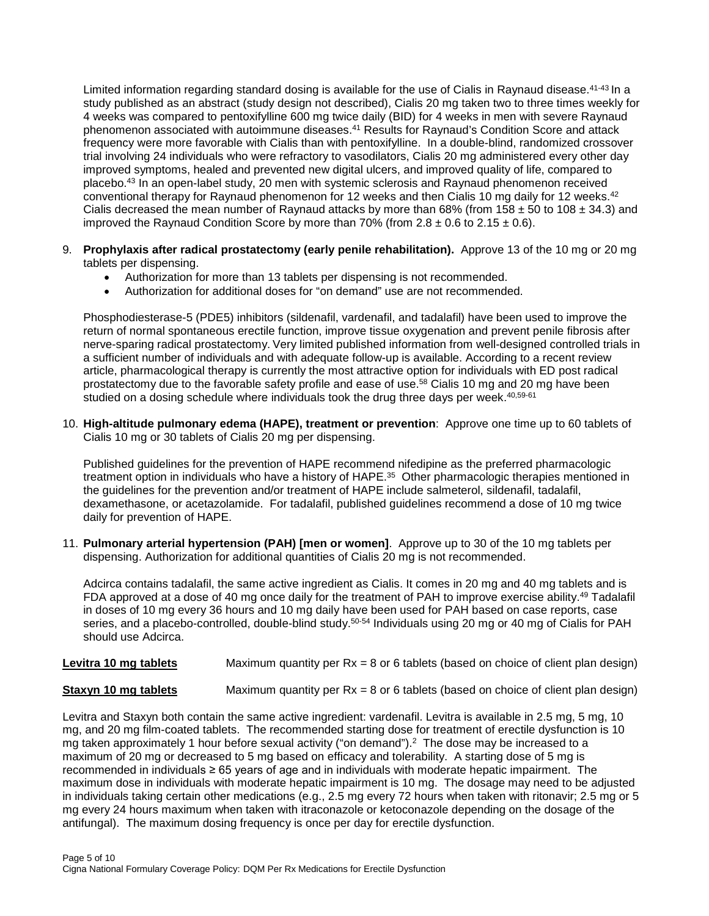Limited information regarding standard dosing is available for the use of Cialis in Raynaud disease.[41-43] In a study published as an abstract (study design not described), Cialis 20 mg taken two to three times weekly for 4 weeks was compared to pentoxifylline 600 mg twice daily (BID) for 4 weeks in men with severe Raynaud phenomenon associated with autoimmune diseases.[41] Results for Raynaud's Condition Score and attack frequency were more favorable with Cialis than with pentoxifylline. In a double-blind, randomized crossover trial involving 24 individuals who were refractory to vasodilators, Cialis 20 mg administered every other day improved symptoms, healed and prevented new digital ulcers, and improved quality of life, compared to placebo.[43] In an open-label study, 20 men with systemic sclerosis and Raynaud phenomenon received conventional therapy for Raynaud phenomenon for 12 weeks and then Cialis 10 mg daily for 12 weeks.[42] Cialis decreased the mean number of Raynaud attacks by more than 68% (from 158 ± 50 to 108 ± 34.3) and improved the Raynaud Condition Score by more than 70% (from 2.8 ± 0.6 to 2.15 ± 0.6).

9. **Prophylaxis after radical prostatectomy (early penile rehabilitation).** Approve 13 of the 10 mg or 20 mg tablets per dispensing.
   - Authorization for more than 13 tablets per dispensing is not recommended.
   - Authorization for additional doses for "on demand" use are not recommended.

   Phosphodiesterase-5 (PDE5) inhibitors (sildenafil, vardenafil, and tadalafil) have been used to improve the return of normal spontaneous erectile function, improve tissue oxygenation and prevent penile fibrosis after nerve-sparing radical prostatectomy. Very limited published information from well-designed controlled trials in a sufficient number of individuals and with adequate follow-up is available. According to a recent review article, pharmacological therapy is currently the most attractive option for individuals with ED post radical prostatectomy due to the favorable safety profile and ease of use.[58] Cialis 10 mg and 20 mg have been studied on a dosing schedule where individuals took the drug three days per week.[40,59-61]

10. **High-altitude pulmonary edema (HAPE), treatment or prevention**: Approve one time up to 60 tablets of Cialis 10 mg or 30 tablets of Cialis 20 mg per dispensing.

    Published guidelines for the prevention of HAPE recommend nifedipine as the preferred pharmacologic treatment option in individuals who have a history of HAPE.[35] Other pharmacologic therapies mentioned in the guidelines for the prevention and/or treatment of HAPE include salmeterol, sildenafil, tadalafil, dexamethasone, or acetazolamide. For tadalafil, published guidelines recommend a dose of 10 mg twice daily for prevention of HAPE.

11. **Pulmonary arterial hypertension (PAH) [men or women]**. Approve up to 30 of the 10 mg tablets per dispensing. Authorization for additional quantities of Cialis 20 mg is not recommended.

    Adcirca contains tadalafil, the same active ingredient as Cialis. It comes in 20 mg and 40 mg tablets and is FDA approved at a dose of 40 mg once daily for the treatment of PAH to improve exercise ability.[49] Tadalafil in doses of 10 mg every 36 hours and 10 mg daily have been used for PAH based on case reports, case series, and a placebo-controlled, double-blind study.[50-54] Individuals using 20 mg or 40 mg of Cialis for PAH should use Adcirca.

**Levitra 10 mg tablets** Maximum quantity per Rx = 8 or 6 tablets (based on choice of client plan design)

**Staxyn 10 mg tablets** Maximum quantity per Rx = 8 or 6 tablets (based on choice of client plan design)

Levitra and Staxyn both contain the same active ingredient: vardenafil. Levitra is available in 2.5 mg, 5 mg, 10 mg, and 20 mg film-coated tablets. The recommended starting dose for treatment of erectile dysfunction is 10 mg taken approximately 1 hour before sexual activity ("on demand").[2] The dose may be increased to a maximum of 20 mg or decreased to 5 mg based on efficacy and tolerability. A starting dose of 5 mg is recommended in individuals ≥ 65 years of age and in individuals with moderate hepatic impairment. The maximum dose in individuals with moderate hepatic impairment is 10 mg. The dosage may need to be adjusted in individuals taking certain other medications (e.g., 2.5 mg every 72 hours when taken with ritonavir; 2.5 mg or 5 mg every 24 hours maximum when taken with itraconazole or ketoconazole depending on the dosage of the antifungal). The maximum dosing frequency is once per day for erectile dysfunction.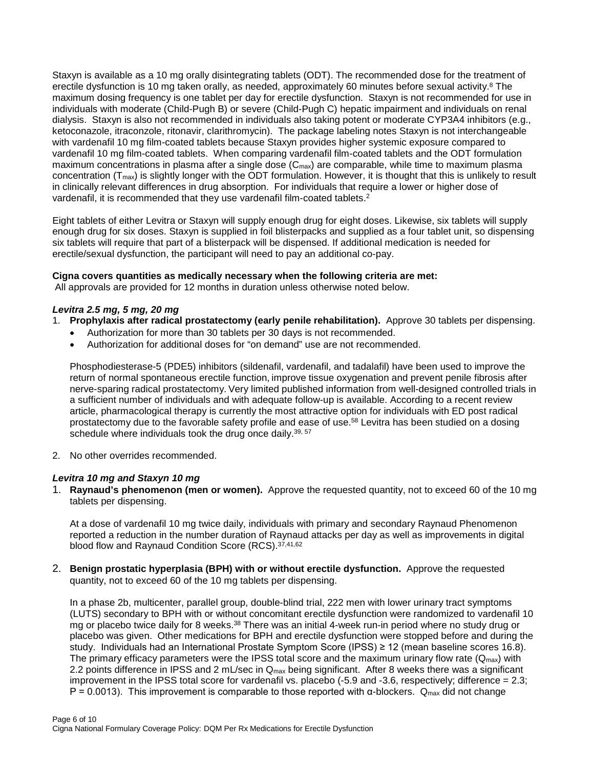Staxyn is available as a 10 mg orally disintegrating tablets (ODT). The recommended dose for the treatment of erectile dysfunction is 10 mg taken orally, as needed, approximately 60 minutes before sexual activity.[8] The maximum dosing frequency is one tablet per day for erectile dysfunction. Staxyn is not recommended for use in individuals with moderate (Child-Pugh B) or severe (Child-Pugh C) hepatic impairment and individuals on renal dialysis. Staxyn is also not recommended in individuals also taking potent or moderate CYP3A4 inhibitors (e.g., ketoconazole, itraconzole, ritonavir, clarithromycin). The package labeling notes Staxyn is not interchangeable with vardenafil 10 mg film-coated tablets because Staxyn provides higher systemic exposure compared to vardenafil 10 mg film-coated tablets. When comparing vardenafil film-coated tablets and the ODT formulation maximum concentrations in plasma after a single dose ($C_{max}$) are comparable, while time to maximum plasma concentration ($T_{max}$) is slightly longer with the ODT formulation. However, it is thought that this is unlikely to result in clinically relevant differences in drug absorption. For individuals that require a lower or higher dose of vardenafil, it is recommended that they use vardenafil film-coated tablets.[2]

Eight tablets of either Levitra or Staxyn will supply enough drug for eight doses. Likewise, six tablets will supply enough drug for six doses. Staxyn is supplied in foil blisterpacks and supplied as a four tablet unit, so dispensing six tablets will require that part of a blisterpack will be dispensed. If additional medication is needed for erectile/sexual dysfunction, the participant will need to pay an additional co-pay.

**Cigna covers quantities as medically necessary when the following criteria are met:**
All approvals are provided for 12 months in duration unless otherwise noted below.

***Levitra 2.5 mg, 5 mg, 20 mg***

1. **Prophylaxis after radical prostatectomy (early penile rehabilitation).** Approve 30 tablets per dispensing.
   - Authorization for more than 30 tablets per 30 days is not recommended.
   - Authorization for additional doses for "on demand" use are not recommended.

   Phosphodiesterase-5 (PDE5) inhibitors (sildenafil, vardenafil, and tadalafil) have been used to improve the return of normal spontaneous erectile function, improve tissue oxygenation and prevent penile fibrosis after nerve-sparing radical prostatectomy. Very limited published information from well-designed controlled trials in a sufficient number of individuals and with adequate follow-up is available. According to a recent review article, pharmacological therapy is currently the most attractive option for individuals with ED post radical prostatectomy due to the favorable safety profile and ease of use.[58] Levitra has been studied on a dosing schedule where individuals took the drug once daily.[39, 57]

2. No other overrides recommended.

***Levitra 10 mg and Staxyn 10 mg***

1. **Raynaud's phenomenon (men or women).** Approve the requested quantity, not to exceed 60 of the 10 mg tablets per dispensing.

   At a dose of vardenafil 10 mg twice daily, individuals with primary and secondary Raynaud Phenomenon reported a reduction in the number duration of Raynaud attacks per day as well as improvements in digital blood flow and Raynaud Condition Score (RCS).[37,41,62]

2. **Benign prostatic hyperplasia (BPH) with or without erectile dysfunction.** Approve the requested quantity, not to exceed 60 of the 10 mg tablets per dispensing.

   In a phase 2b, multicenter, parallel group, double-blind trial, 222 men with lower urinary tract symptoms (LUTS) secondary to BPH with or without concomitant erectile dysfunction were randomized to vardenafil 10 mg or placebo twice daily for 8 weeks.[38] There was an initial 4-week run-in period where no study drug or placebo was given. Other medications for BPH and erectile dysfunction were stopped before and during the study. Individuals had an International Prostate Symptom Score (IPSS) ≥ 12 (mean baseline scores 16.8). The primary efficacy parameters were the IPSS total score and the maximum urinary flow rate ($Q_{max}$) with 2.2 points difference in IPSS and 2 mL/sec in $Q_{max}$ being significant. After 8 weeks there was a significant improvement in the IPSS total score for vardenafil vs. placebo (-5.9 and -3.6, respectively; difference = 2.3; $P = 0.0013$). This improvement is comparable to those reported with α-blockers. $Q_{max}$ did not change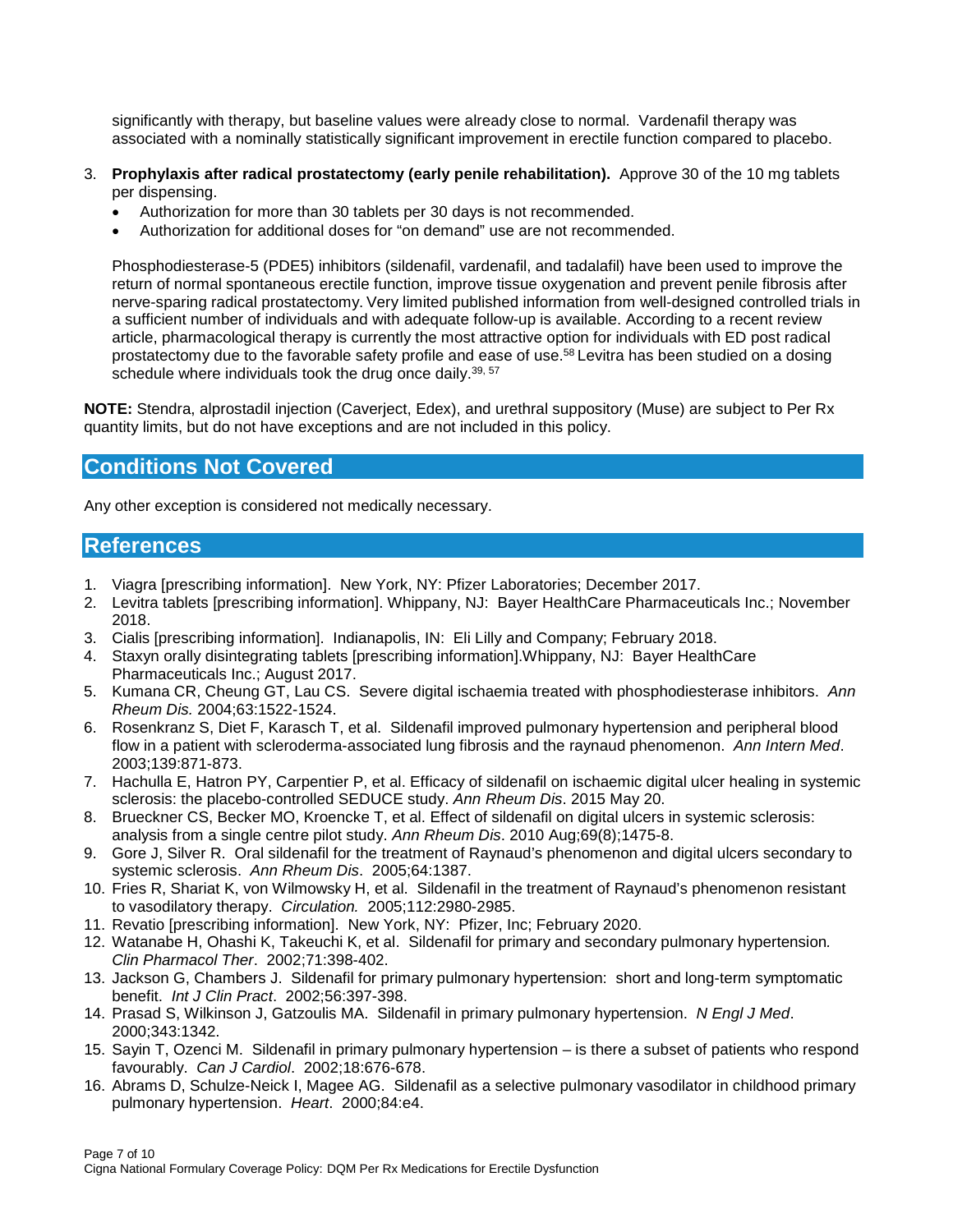significantly with therapy, but baseline values were already close to normal. Vardenafil therapy was associated with a nominally statistically significant improvement in erectile function compared to placebo.

3. **Prophylaxis after radical prostatectomy (early penile rehabilitation).** Approve 30 of the 10 mg tablets per dispensing.
   - Authorization for more than 30 tablets per 30 days is not recommended.
   - Authorization for additional doses for "on demand" use are not recommended.

   Phosphodiesterase-5 (PDE5) inhibitors (sildenafil, vardenafil, and tadalafil) have been used to improve the return of normal spontaneous erectile function, improve tissue oxygenation and prevent penile fibrosis after nerve-sparing radical prostatectomy. Very limited published information from well-designed controlled trials in a sufficient number of individuals and with adequate follow-up is available. According to a recent review article, pharmacological therapy is currently the most attractive option for individuals with ED post radical prostatectomy due to the favorable safety profile and ease of use.[58] Levitra has been studied on a dosing schedule where individuals took the drug once daily.[39, 57]

**NOTE:** Stendra, alprostadil injection (Caverject, Edex), and urethral suppository (Muse) are subject to Per Rx quantity limits, but do not have exceptions and are not included in this policy.

## Conditions Not Covered

Any other exception is considered not medically necessary.

## References

1. Viagra [prescribing information]. New York, NY: Pfizer Laboratories; December 2017.
2. Levitra tablets [prescribing information]. Whippany, NJ: Bayer HealthCare Pharmaceuticals Inc.; November 2018.
3. Cialis [prescribing information]. Indianapolis, IN: Eli Lilly and Company; February 2018.
4. Staxyn orally disintegrating tablets [prescribing information].Whippany, NJ: Bayer HealthCare Pharmaceuticals Inc.; August 2017.
5. Kumana CR, Cheung GT, Lau CS. Severe digital ischaemia treated with phosphodiesterase inhibitors. *Ann Rheum Dis.* 2004;63:1522-1524.
6. Rosenkranz S, Diet F, Karasch T, et al. Sildenafil improved pulmonary hypertension and peripheral blood flow in a patient with scleroderma-associated lung fibrosis and the raynaud phenomenon. *Ann Intern Med*. 2003;139:871-873.
7. Hachulla E, Hatron PY, Carpentier P, et al. Efficacy of sildenafil on ischaemic digital ulcer healing in systemic sclerosis: the placebo-controlled SEDUCE study. *Ann Rheum Dis*. 2015 May 20.
8. Brueckner CS, Becker MO, Kroencke T, et al. Effect of sildenafil on digital ulcers in systemic sclerosis: analysis from a single centre pilot study. *Ann Rheum Dis*. 2010 Aug;69(8);1475-8.
9. Gore J, Silver R. Oral sildenafil for the treatment of Raynaud's phenomenon and digital ulcers secondary to systemic sclerosis. *Ann Rheum Dis*. 2005;64:1387.
10. Fries R, Shariat K, von Wilmowsky H, et al. Sildenafil in the treatment of Raynaud's phenomenon resistant to vasodilatory therapy. *Circulation.* 2005;112:2980-2985.
11. Revatio [prescribing information]. New York, NY: Pfizer, Inc; February 2020.
12. Watanabe H, Ohashi K, Takeuchi K, et al. Sildenafil for primary and secondary pulmonary hypertension. *Clin Pharmacol Ther*. 2002;71:398-402.
13. Jackson G, Chambers J. Sildenafil for primary pulmonary hypertension: short and long-term symptomatic benefit. *Int J Clin Pract*. 2002;56:397-398.
14. Prasad S, Wilkinson J, Gatzoulis MA. Sildenafil in primary pulmonary hypertension. *N Engl J Med*. 2000;343:1342.
15. Sayin T, Ozenci M. Sildenafil in primary pulmonary hypertension – is there a subset of patients who respond favourably. *Can J Cardiol*. 2002;18:676-678.
16. Abrams D, Schulze-Neick I, Magee AG. Sildenafil as a selective pulmonary vasodilator in childhood primary pulmonary hypertension. *Heart*. 2000;84:e4.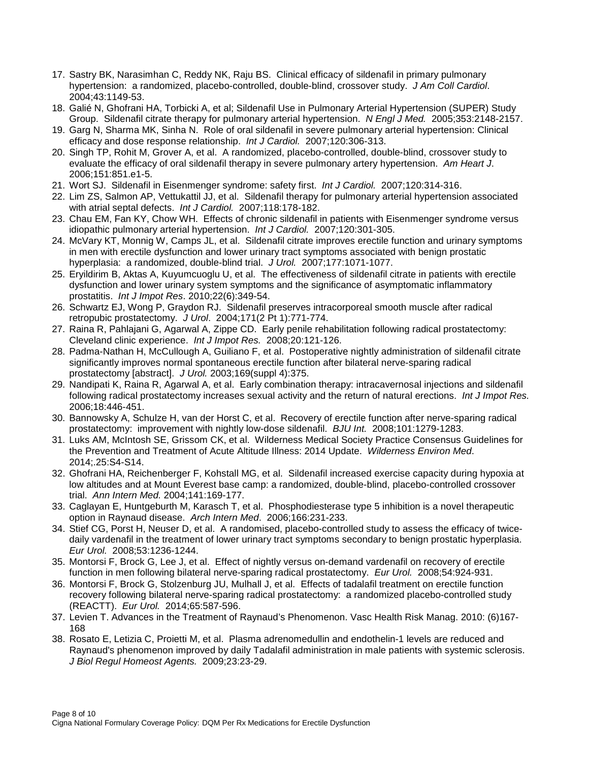17. Sastry BK, Narasimhan C, Reddy NK, Raju BS. Clinical efficacy of sildenafil in primary pulmonary hypertension: a randomized, placebo-controlled, double-blind, crossover study. *J Am Coll Cardiol*. 2004;43:1149-53.
18. Galié N, Ghofrani HA, Torbicki A, et al; Sildenafil Use in Pulmonary Arterial Hypertension (SUPER) Study Group. Sildenafil citrate therapy for pulmonary arterial hypertension. *N Engl J Med.* 2005;353:2148-2157.
19. Garg N, Sharma MK, Sinha N. Role of oral sildenafil in severe pulmonary arterial hypertension: Clinical efficacy and dose response relationship. *Int J Cardiol.* 2007;120:306-313.
20. Singh TP, Rohit M, Grover A, et al. A randomized, placebo-controlled, double-blind, crossover study to evaluate the efficacy of oral sildenafil therapy in severe pulmonary artery hypertension. *Am Heart J*. 2006;151:851.e1-5.
21. Wort SJ. Sildenafil in Eisenmenger syndrome: safety first. *Int J Cardiol.* 2007;120:314-316.
22. Lim ZS, Salmon AP, Vettukattil JJ, et al. Sildenafil therapy for pulmonary arterial hypertension associated with atrial septal defects. *Int J Cardiol.* 2007;118:178-182.
23. Chau EM, Fan KY, Chow WH. Effects of chronic sildenafil in patients with Eisenmenger syndrome versus idiopathic pulmonary arterial hypertension. *Int J Cardiol.* 2007;120:301-305.
24. McVary KT, Monnig W, Camps JL, et al. Sildenafil citrate improves erectile function and urinary symptoms in men with erectile dysfunction and lower urinary tract symptoms associated with benign prostatic hyperplasia: a randomized, double-blind trial. *J Urol.* 2007;177:1071-1077.
25. Eryildirim B, Aktas A, Kuyumcuoglu U, et al. The effectiveness of sildenafil citrate in patients with erectile dysfunction and lower urinary system symptoms and the significance of asymptomatic inflammatory prostatitis. *Int J Impot Res*. 2010;22(6):349-54.
26. Schwartz EJ, Wong P, Graydon RJ. Sildenafil preserves intracorporeal smooth muscle after radical retropubic prostatectomy. *J Urol*. 2004;171(2 Pt 1):771-774.
27. Raina R, Pahlajani G, Agarwal A, Zippe CD. Early penile rehabilitation following radical prostatectomy: Cleveland clinic experience. *Int J Impot Res.* 2008;20:121-126.
28. Padma-Nathan H, McCullough A, Guiliano F, et al. Postoperative nightly administration of sildenafil citrate significantly improves normal spontaneous erectile function after bilateral nerve-sparing radical prostatectomy [abstract]. *J Urol.* 2003;169(suppl 4):375.
29. Nandipati K, Raina R, Agarwal A, et al. Early combination therapy: intracavernosal injections and sildenafil following radical prostatectomy increases sexual activity and the return of natural erections. *Int J Impot Res.* 2006;18:446-451.
30. Bannowsky A, Schulze H, van der Horst C, et al. Recovery of erectile function after nerve-sparing radical prostatectomy: improvement with nightly low-dose sildenafil. *BJU Int.* 2008;101:1279-1283.
31. Luks AM, McIntosh SE, Grissom CK, et al. Wilderness Medical Society Practice Consensus Guidelines for the Prevention and Treatment of Acute Altitude Illness: 2014 Update. *Wilderness Environ Med*. 2014;.25:S4-S14.
32. Ghofrani HA, Reichenberger F, Kohstall MG, et al. Sildenafil increased exercise capacity during hypoxia at low altitudes and at Mount Everest base camp: a randomized, double-blind, placebo-controlled crossover trial. *Ann Intern Med.* 2004;141:169-177.
33. Caglayan E, Huntgeburth M, Karasch T, et al. Phosphodiesterase type 5 inhibition is a novel therapeutic option in Raynaud disease. *Arch Intern Med*. 2006;166:231-233.
34. Stief CG, Porst H, Neuser D, et al. A randomised, placebo-controlled study to assess the efficacy of twice-daily vardenafil in the treatment of lower urinary tract symptoms secondary to benign prostatic hyperplasia. *Eur Urol.* 2008;53:1236-1244.
35. Montorsi F, Brock G, Lee J, et al. Effect of nightly versus on-demand vardenafil on recovery of erectile function in men following bilateral nerve-sparing radical prostatectomy. *Eur Urol.* 2008;54:924-931.
36. Montorsi F, Brock G, Stolzenburg JU, Mulhall J, et al. Effects of tadalafil treatment on erectile function recovery following bilateral nerve-sparing radical prostatectomy: a randomized placebo-controlled study (REACTT). *Eur Urol.* 2014;65:587-596.
37. Levien T. Advances in the Treatment of Raynaud's Phenomenon. Vasc Health Risk Manag. 2010: (6)167-168
38. Rosato E, Letizia C, Proietti M, et al. Plasma adrenomedullin and endothelin-1 levels are reduced and Raynaud's phenomenon improved by daily Tadalafil administration in male patients with systemic sclerosis. *J Biol Regul Homeost Agents.* 2009;23:23-29.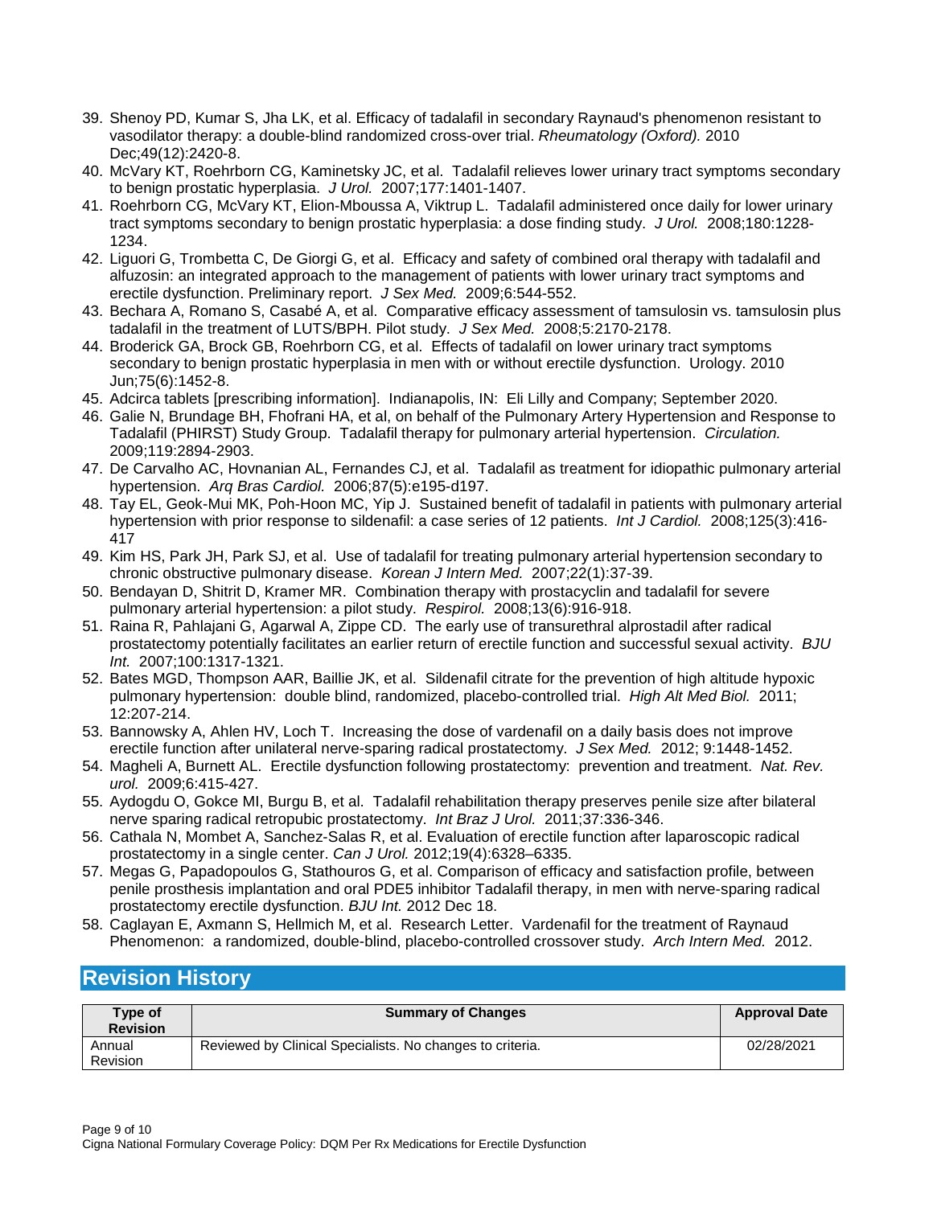39. Shenoy PD, Kumar S, Jha LK, et al. Efficacy of tadalafil in secondary Raynaud's phenomenon resistant to vasodilator therapy: a double-blind randomized cross-over trial. *Rheumatology (Oxford).* 2010 Dec;49(12):2420-8.
40. McVary KT, Roehrborn CG, Kaminetsky JC, et al. Tadalafil relieves lower urinary tract symptoms secondary to benign prostatic hyperplasia. *J Urol.* 2007;177:1401-1407.
41. Roehrborn CG, McVary KT, Elion-Mboussa A, Viktrup L. Tadalafil administered once daily for lower urinary tract symptoms secondary to benign prostatic hyperplasia: a dose finding study. *J Urol.* 2008;180:1228-1234.
42. Liguori G, Trombetta C, De Giorgi G, et al. Efficacy and safety of combined oral therapy with tadalafil and alfuzosin: an integrated approach to the management of patients with lower urinary tract symptoms and erectile dysfunction. Preliminary report. *J Sex Med.* 2009;6:544-552.
43. Bechara A, Romano S, Casabé A, et al. Comparative efficacy assessment of tamsulosin vs. tamsulosin plus tadalafil in the treatment of LUTS/BPH. Pilot study. *J Sex Med.* 2008;5:2170-2178.
44. Broderick GA, Brock GB, Roehrborn CG, et al. Effects of tadalafil on lower urinary tract symptoms secondary to benign prostatic hyperplasia in men with or without erectile dysfunction. Urology. 2010 Jun;75(6):1452-8.
45. Adcirca tablets [prescribing information]. Indianapolis, IN: Eli Lilly and Company; September 2020.
46. Galie N, Brundage BH, Fhofrani HA, et al, on behalf of the Pulmonary Artery Hypertension and Response to Tadalafil (PHIRST) Study Group. Tadalafil therapy for pulmonary arterial hypertension. *Circulation.* 2009;119:2894-2903.
47. De Carvalho AC, Hovnanian AL, Fernandes CJ, et al. Tadalafil as treatment for idiopathic pulmonary arterial hypertension. *Arq Bras Cardiol.* 2006;87(5):e195-d197.
48. Tay EL, Geok-Mui MK, Poh-Hoon MC, Yip J. Sustained benefit of tadalafil in patients with pulmonary arterial hypertension with prior response to sildenafil: a case series of 12 patients. *Int J Cardiol.* 2008;125(3):416-417
49. Kim HS, Park JH, Park SJ, et al. Use of tadalafil for treating pulmonary arterial hypertension secondary to chronic obstructive pulmonary disease. *Korean J Intern Med.* 2007;22(1):37-39.
50. Bendayan D, Shitrit D, Kramer MR. Combination therapy with prostacyclin and tadalafil for severe pulmonary arterial hypertension: a pilot study. *Respirol.* 2008;13(6):916-918.
51. Raina R, Pahlajani G, Agarwal A, Zippe CD. The early use of transurethral alprostadil after radical prostatectomy potentially facilitates an earlier return of erectile function and successful sexual activity. *BJU Int.* 2007;100:1317-1321.
52. Bates MGD, Thompson AAR, Baillie JK, et al. Sildenafil citrate for the prevention of high altitude hypoxic pulmonary hypertension: double blind, randomized, placebo-controlled trial. *High Alt Med Biol.* 2011; 12:207-214.
53. Bannowsky A, Ahlen HV, Loch T. Increasing the dose of vardenafil on a daily basis does not improve erectile function after unilateral nerve-sparing radical prostatectomy. *J Sex Med.* 2012; 9:1448-1452.
54. Magheli A, Burnett AL. Erectile dysfunction following prostatectomy: prevention and treatment. *Nat. Rev. urol.* 2009;6:415-427.
55. Aydogdu O, Gokce MI, Burgu B, et al. Tadalafil rehabilitation therapy preserves penile size after bilateral nerve sparing radical retropubic prostatectomy. *Int Braz J Urol.* 2011;37:336-346.
56. Cathala N, Mombet A, Sanchez-Salas R, et al. Evaluation of erectile function after laparoscopic radical prostatectomy in a single center. *Can J Urol.* 2012;19(4):6328–6335.
57. Megas G, Papadopoulos G, Stathouros G, et al. Comparison of efficacy and satisfaction profile, between penile prosthesis implantation and oral PDE5 inhibitor Tadalafil therapy, in men with nerve-sparing radical prostatectomy erectile dysfunction. *BJU Int.* 2012 Dec 18.
58. Caglayan E, Axmann S, Hellmich M, et al. Research Letter. Vardenafil for the treatment of Raynaud Phenomenon: a randomized, double-blind, placebo-controlled crossover study. *Arch Intern Med.* 2012.

## Revision History

| Type of Revision | Summary of Changes | Approval Date |
|---|---|---|
| Annual Revision | Reviewed by Clinical Specialists. No changes to criteria. | 02/28/2021 |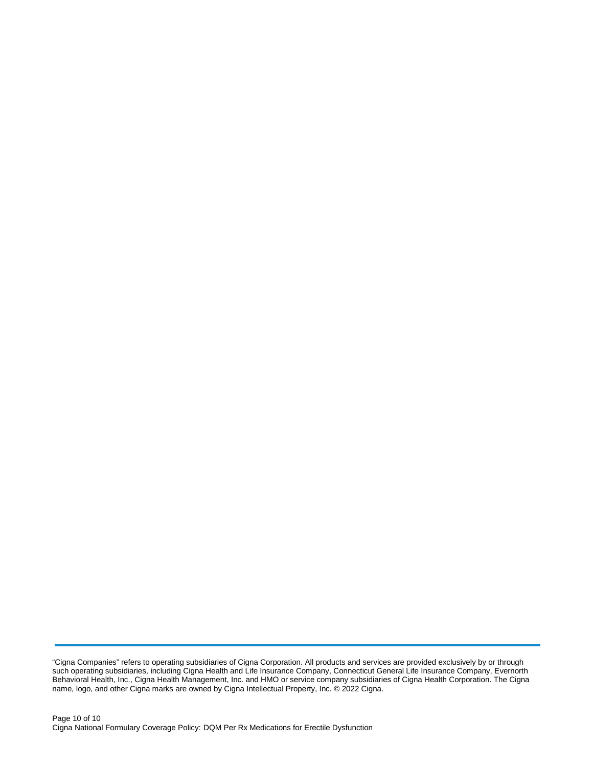"Cigna Companies" refers to operating subsidiaries of Cigna Corporation. All products and services are provided exclusively by or through such operating subsidiaries, including Cigna Health and Life Insurance Company, Connecticut General Life Insurance Company, Evernorth Behavioral Health, Inc., Cigna Health Management, Inc. and HMO or service company subsidiaries of Cigna Health Corporation. The Cigna name, logo, and other Cigna marks are owned by Cigna Intellectual Property, Inc. © 2022 Cigna.